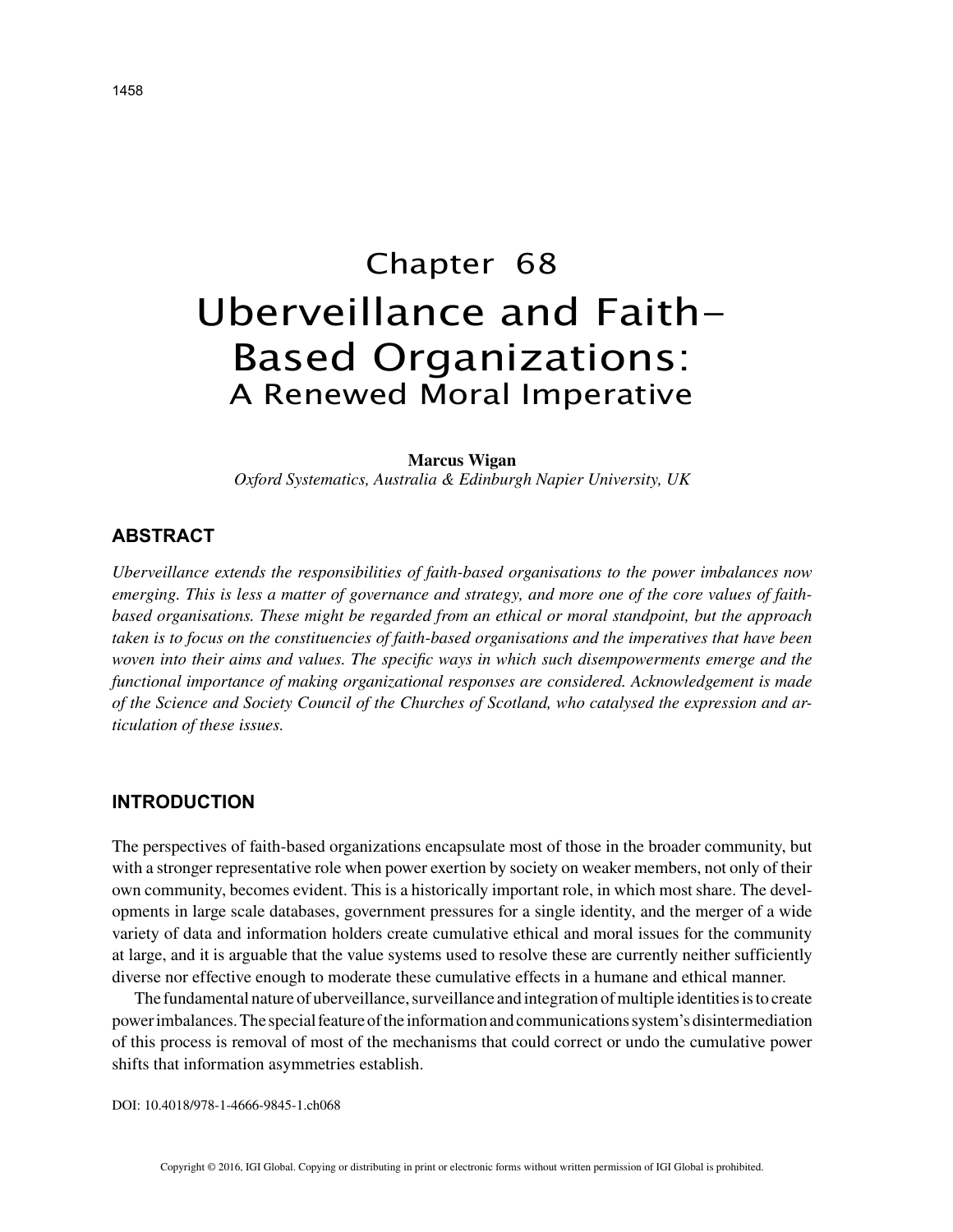Chapter 68

# Uberveillance and Faith-Based Organizations: A Renewed Moral Imperative

**Marcus Wigan**
*Oxford Systematics, Australia & Edinburgh Napier University, UK*

## ABSTRACT

*Uberveillance extends the responsibilities of faith-based organisations to the power imbalances now emerging. This is less a matter of governance and strategy, and more one of the core values of faith-based organisations. These might be regarded from an ethical or moral standpoint, but the approach taken is to focus on the constituencies of faith-based organisations and the imperatives that have been woven into their aims and values. The specific ways in which such disempowerments emerge and the functional importance of making organizational responses are considered. Acknowledgement is made of the Science and Society Council of the Churches of Scotland, who catalysed the expression and articulation of these issues.*

## INTRODUCTION

The perspectives of faith-based organizations encapsulate most of those in the broader community, but with a stronger representative role when power exertion by society on weaker members, not only of their own community, becomes evident. This is a historically important role, in which most share. The developments in large scale databases, government pressures for a single identity, and the merger of a wide variety of data and information holders create cumulative ethical and moral issues for the community at large, and it is arguable that the value systems used to resolve these are currently neither sufficiently diverse nor effective enough to moderate these cumulative effects in a humane and ethical manner.

The fundamental nature of uberveillance, surveillance and integration of multiple identities is to create power imbalances. The special feature of the information and communications system's disintermediation of this process is removal of most of the mechanisms that could correct or undo the cumulative power shifts that information asymmetries establish.

DOI: 10.4018/978-1-4666-9845-1.ch068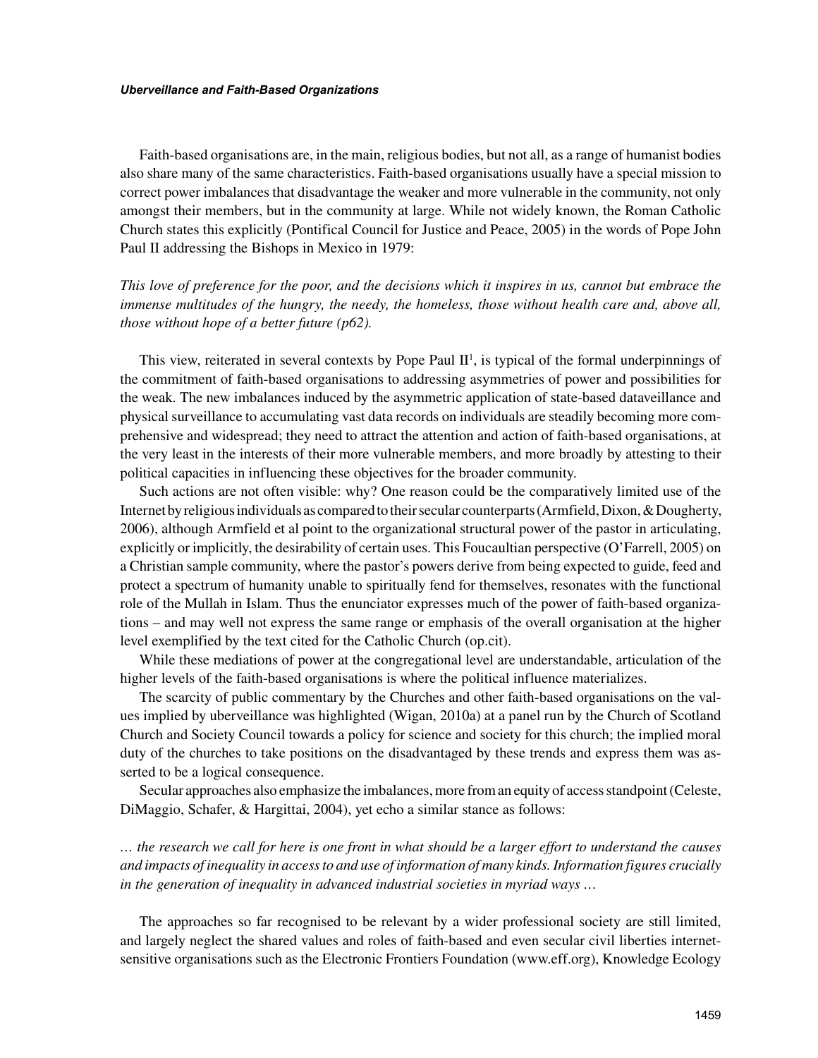Faith-based organisations are, in the main, religious bodies, but not all, as a range of humanist bodies also share many of the same characteristics. Faith-based organisations usually have a special mission to correct power imbalances that disadvantage the weaker and more vulnerable in the community, not only amongst their members, but in the community at large. While not widely known, the Roman Catholic Church states this explicitly (Pontifical Council for Justice and Peace, 2005) in the words of Pope John Paul II addressing the Bishops in Mexico in 1979:

*This love of preference for the poor, and the decisions which it inspires in us, cannot but embrace the immense multitudes of the hungry, the needy, the homeless, those without health care and, above all, those without hope of a better future (p62).*

This view, reiterated in several contexts by Pope Paul II[1], is typical of the formal underpinnings of the commitment of faith-based organisations to addressing asymmetries of power and possibilities for the weak. The new imbalances induced by the asymmetric application of state-based dataveillance and physical surveillance to accumulating vast data records on individuals are steadily becoming more comprehensive and widespread; they need to attract the attention and action of faith-based organisations, at the very least in the interests of their more vulnerable members, and more broadly by attesting to their political capacities in influencing these objectives for the broader community.

Such actions are not often visible: why? One reason could be the comparatively limited use of the Internet by religious individuals as compared to their secular counterparts (Armfield, Dixon, & Dougherty, 2006), although Armfield et al point to the organizational structural power of the pastor in articulating, explicitly or implicitly, the desirability of certain uses. This Foucaultian perspective (O'Farrell, 2005) on a Christian sample community, where the pastor's powers derive from being expected to guide, feed and protect a spectrum of humanity unable to spiritually fend for themselves, resonates with the functional role of the Mullah in Islam. Thus the enunciator expresses much of the power of faith-based organizations – and may well not express the same range or emphasis of the overall organisation at the higher level exemplified by the text cited for the Catholic Church (op.cit).

While these mediations of power at the congregational level are understandable, articulation of the higher levels of the faith-based organisations is where the political influence materializes.

The scarcity of public commentary by the Churches and other faith-based organisations on the values implied by uberveillance was highlighted (Wigan, 2010a) at a panel run by the Church of Scotland Church and Society Council towards a policy for science and society for this church; the implied moral duty of the churches to take positions on the disadvantaged by these trends and express them was asserted to be a logical consequence.

Secular approaches also emphasize the imbalances, more from an equity of access standpoint (Celeste, DiMaggio, Schafer, & Hargittai, 2004), yet echo a similar stance as follows:

*… the research we call for here is one front in what should be a larger effort to understand the causes and impacts of inequality in access to and use of information of many kinds. Information figures crucially in the generation of inequality in advanced industrial societies in myriad ways …*

The approaches so far recognised to be relevant by a wider professional society are still limited, and largely neglect the shared values and roles of faith-based and even secular civil liberties internet-sensitive organisations such as the Electronic Frontiers Foundation (www.eff.org), Knowledge Ecology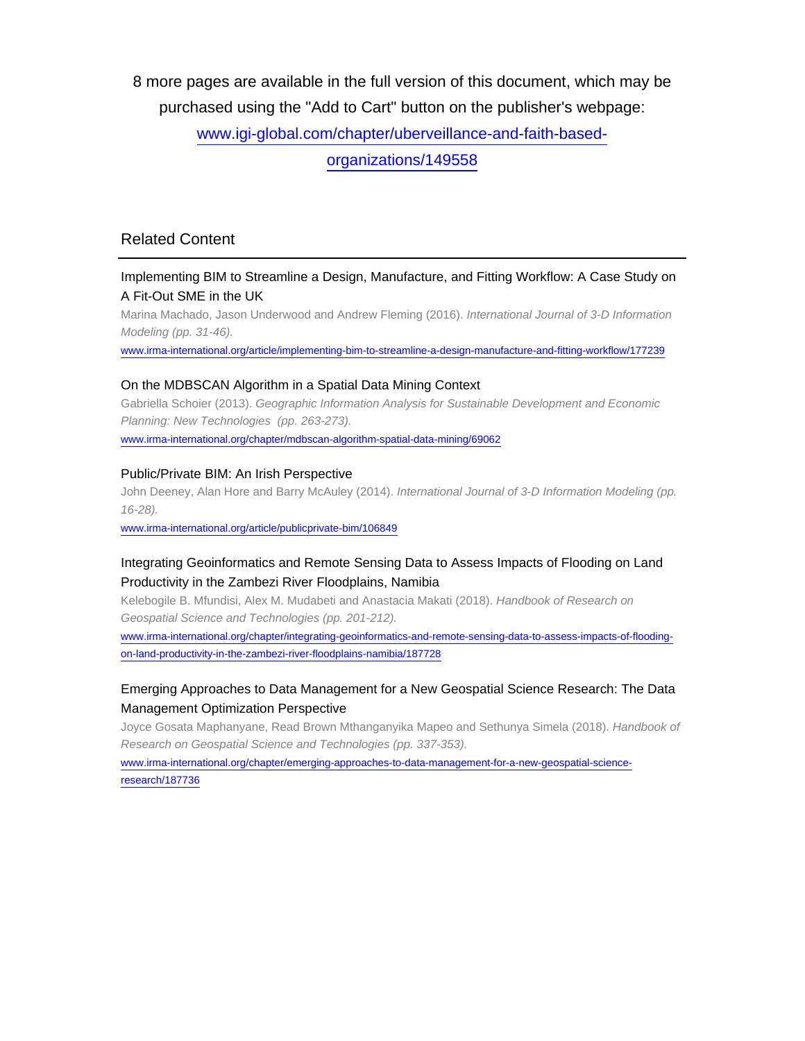8 more pages are available in the full version of this document, which may be purchased using the "Add to Cart" button on the publisher's webpage:
www.igi-global.com/chapter/uberveillance-and-faith-based-organizations/149558

## Related Content

Implementing BIM to Streamline a Design, Manufacture, and Fitting Workflow: A Case Study on A Fit-Out SME in the UK

Marina Machado, Jason Underwood and Andrew Fleming (2016). *International Journal of 3-D Information Modeling (pp. 31-46).*

www.irma-international.org/article/implementing-bim-to-streamline-a-design-manufacture-and-fitting-workflow/177239

On the MDBSCAN Algorithm in a Spatial Data Mining Context

Gabriella Schoier (2013). *Geographic Information Analysis for Sustainable Development and Economic Planning: New Technologies (pp. 263-273).*

www.irma-international.org/chapter/mdbscan-algorithm-spatial-data-mining/69062

Public/Private BIM: An Irish Perspective

John Deeney, Alan Hore and Barry McAuley (2014). *International Journal of 3-D Information Modeling (pp. 16-28).*

www.irma-international.org/article/publicprivate-bim/106849

Integrating Geoinformatics and Remote Sensing Data to Assess Impacts of Flooding on Land Productivity in the Zambezi River Floodplains, Namibia

Kelebogile B. Mfundisi, Alex M. Mudabeti and Anastacia Makati (2018). *Handbook of Research on Geospatial Science and Technologies (pp. 201-212).*

www.irma-international.org/chapter/integrating-geoinformatics-and-remote-sensing-data-to-assess-impacts-of-flooding-on-land-productivity-in-the-zambezi-river-floodplains-namibia/187728

Emerging Approaches to Data Management for a New Geospatial Science Research: The Data Management Optimization Perspective

Joyce Gosata Maphanyane, Read Brown Mthanganyika Mapeo and Sethunya Simela (2018). *Handbook of Research on Geospatial Science and Technologies (pp. 337-353).*

www.irma-international.org/chapter/emerging-approaches-to-data-management-for-a-new-geospatial-science-research/187736